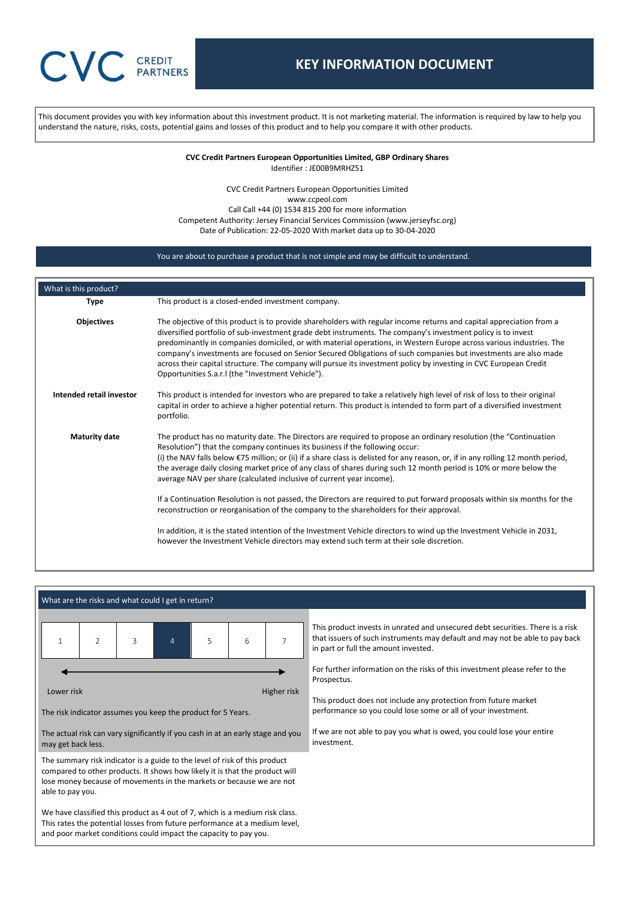CVC CREDIT PARTNERS

# KEY INFORMATION DOCUMENT

This document provides you with key information about this investment product. It is not marketing material. The information is required by law to help you understand the nature, risks, costs, potential gains and losses of this product and to help you compare it with other products.

**CVC Credit Partners European Opportunities Limited, GBP Ordinary Shares**
Identifier : JE00B9MRHZ51

CVC Credit Partners European Opportunities Limited
www.ccpeol.com
Call Call +44 (0) 1534 815 200 for more information
Competent Authority: Jersey Financial Services Commission (www.jerseyfsc.org)
Date of Publication: 22-05-2020 With market data up to 30-04-2020

You are about to purchase a product that is not simple and may be difficult to understand.

## What is this product?

**Type**

This product is a closed-ended investment company.

**Objectives**

The objective of this product is to provide shareholders with regular income returns and capital appreciation from a diversified portfolio of sub-investment grade debt instruments. The company's investment policy is to invest predominantly in companies domiciled, or with material operations, in Western Europe across various industries. The company's investments are focused on Senior Secured Obligations of such companies but investments are also made across their capital structure. The company will pursue its investment policy by investing in CVC European Credit Opportunities S.a.r.l (the "Investment Vehicle").

**Intended retail investor**

This product is intended for investors who are prepared to take a relatively high level of risk of loss to their original capital in order to achieve a higher potential return. This product is intended to form part of a diversified investment portfolio.

**Maturity date**

The product has no maturity date. The Directors are required to propose an ordinary resolution (the "Continuation Resolution") that the company continues its business if the following occur:
(i) the NAV falls below €75 million; or (ii) if a share class is delisted for any reason, or, if in any rolling 12 month period, the average daily closing market price of any class of shares during such 12 month period is 10% or more below the average NAV per share (calculated inclusive of current year income).

If a Continuation Resolution is not passed, the Directors are required to put forward proposals within six months for the reconstruction or reorganisation of the company to the shareholders for their approval.

In addition, it is the stated intention of the Investment Vehicle directors to wind up the Investment Vehicle in 2031, however the Investment Vehicle directors may extend such term at their sole discretion.

## What are the risks and what could I get in return?

| 1 | 2 | 3 | **4** | 5 | 6 | 7 |
|---|---|---|---|---|---|---|

Lower risk ← → Higher risk

The risk indicator assumes you keep the product for 5 Years.

The actual risk can vary significantly if you cash in at an early stage and you may get back less.

The summary risk indicator is a guide to the level of risk of this product compared to other products. It shows how likely it is that the product will lose money because of movements in the markets or because we are not able to pay you.

We have classified this product as 4 out of 7, which is a medium risk class. This rates the potential losses from future performance at a medium level, and poor market conditions could impact the capacity to pay you.

This product invests in unrated and unsecured debt securities. There is a risk that issuers of such instruments may default and may not be able to pay back in part or full the amount invested.

For further information on the risks of this investment please refer to the Prospectus.

This product does not include any protection from future market performance so you could lose some or all of your investment.

If we are not able to pay you what is owed, you could lose your entire investment.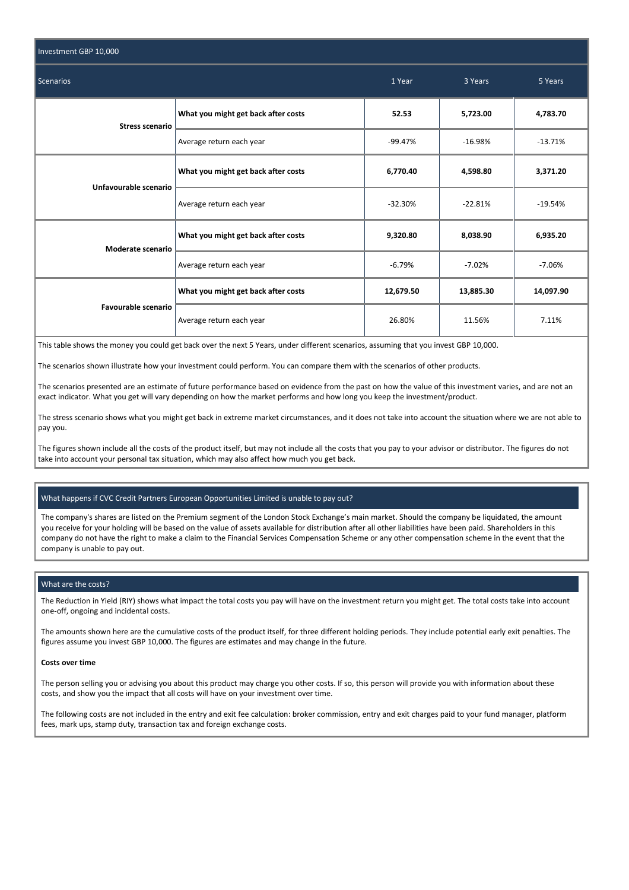| Investment GBP 10,000 | | | | |
|---|---|---|---|---|
| Scenarios | | 1 Year | 3 Years | 5 Years |
| **Stress scenario** | **What you might get back after costs** | **52.53** | **5,723.00** | **4,783.70** |
| | Average return each year | -99.47% | -16.98% | -13.71% |
| **Unfavourable scenario** | **What you might get back after costs** | **6,770.40** | **4,598.80** | **3,371.20** |
| | Average return each year | -32.30% | -22.81% | -19.54% |
| **Moderate scenario** | **What you might get back after costs** | **9,320.80** | **8,038.90** | **6,935.20** |
| | Average return each year | -6.79% | -7.02% | -7.06% |
| **Favourable scenario** | **What you might get back after costs** | **12,679.50** | **13,885.30** | **14,097.90** |
| | Average return each year | 26.80% | 11.56% | 7.11% |

This table shows the money you could get back over the next 5 Years, under different scenarios, assuming that you invest GBP 10,000.

The scenarios shown illustrate how your investment could perform. You can compare them with the scenarios of other products.

The scenarios presented are an estimate of future performance based on evidence from the past on how the value of this investment varies, and are not an exact indicator. What you get will vary depending on how the market performs and how long you keep the investment/product.

The stress scenario shows what you might get back in extreme market circumstances, and it does not take into account the situation where we are not able to pay you.

The figures shown include all the costs of the product itself, but may not include all the costs that you pay to your advisor or distributor. The figures do not take into account your personal tax situation, which may also affect how much you get back.

## What happens if CVC Credit Partners European Opportunities Limited is unable to pay out?

The company's shares are listed on the Premium segment of the London Stock Exchange's main market. Should the company be liquidated, the amount you receive for your holding will be based on the value of assets available for distribution after all other liabilities have been paid. Shareholders in this company do not have the right to make a claim to the Financial Services Compensation Scheme or any other compensation scheme in the event that the company is unable to pay out.

## What are the costs?

The Reduction in Yield (RIY) shows what impact the total costs you pay will have on the investment return you might get. The total costs take into account one-off, ongoing and incidental costs.

The amounts shown here are the cumulative costs of the product itself, for three different holding periods. They include potential early exit penalties. The figures assume you invest GBP 10,000. The figures are estimates and may change in the future.

**Costs over time**

The person selling you or advising you about this product may charge you other costs. If so, this person will provide you with information about these costs, and show you the impact that all costs will have on your investment over time.

The following costs are not included in the entry and exit fee calculation: broker commission, entry and exit charges paid to your fund manager, platform fees, mark ups, stamp duty, transaction tax and foreign exchange costs.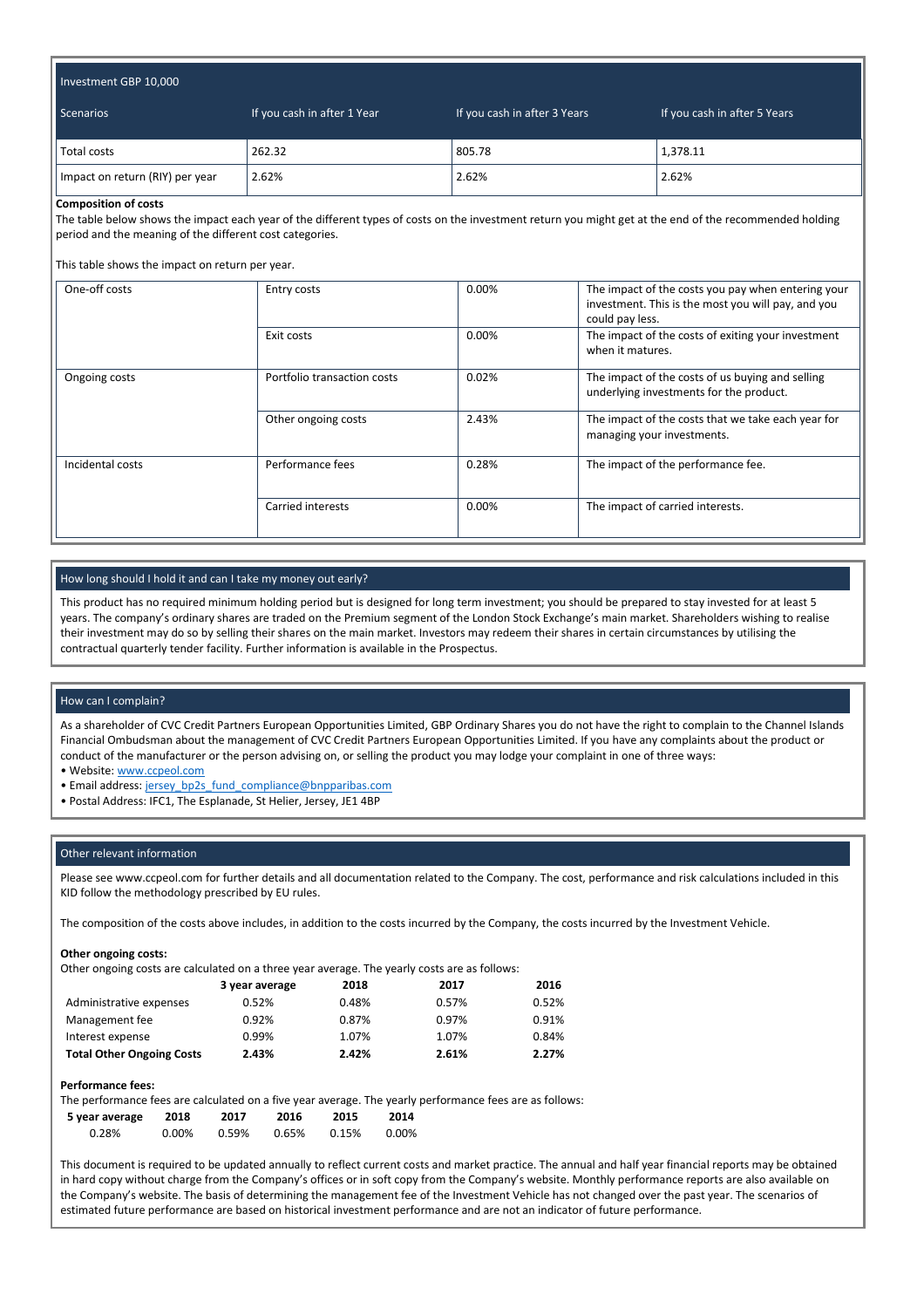| Investment GBP 10,000 | | | |
|---|---|---|---|
| Scenarios | If you cash in after 1 Year | If you cash in after 3 Years | If you cash in after 5 Years |
| Total costs | 262.32 | 805.78 | 1,378.11 |
| Impact on return (RIY) per year | 2.62% | 2.62% | 2.62% |

**Composition of costs**

The table below shows the impact each year of the different types of costs on the investment return you might get at the end of the recommended holding period and the meaning of the different cost categories.

This table shows the impact on return per year.

| | | | |
|---|---|---|---|
| One-off costs | Entry costs | 0.00% | The impact of the costs you pay when entering your investment. This is the most you will pay, and you could pay less. |
| | Exit costs | 0.00% | The impact of the costs of exiting your investment when it matures. |
| Ongoing costs | Portfolio transaction costs | 0.02% | The impact of the costs of us buying and selling underlying investments for the product. |
| | Other ongoing costs | 2.43% | The impact of the costs that we take each year for managing your investments. |
| Incidental costs | Performance fees | 0.28% | The impact of the performance fee. |
| | Carried interests | 0.00% | The impact of carried interests. |

## How long should I hold it and can I take my money out early?

This product has no required minimum holding period but is designed for long term investment; you should be prepared to stay invested for at least 5 years. The company's ordinary shares are traded on the Premium segment of the London Stock Exchange's main market. Shareholders wishing to realise their investment may do so by selling their shares on the main market. Investors may redeem their shares in certain circumstances by utilising the contractual quarterly tender facility. Further information is available in the Prospectus.

## How can I complain?

As a shareholder of CVC Credit Partners European Opportunities Limited, GBP Ordinary Shares you do not have the right to complain to the Channel Islands Financial Ombudsman about the management of CVC Credit Partners European Opportunities Limited. If you have any complaints about the product or conduct of the manufacturer or the person advising on, or selling the product you may lodge your complaint in one of three ways:

- Website: www.ccpeol.com
- Email address: jersey_bp2s_fund_compliance@bnpparibas.com
- Postal Address: IFC1, The Esplanade, St Helier, Jersey, JE1 4BP

## Other relevant information

Please see www.ccpeol.com for further details and all documentation related to the Company. The cost, performance and risk calculations included in this KID follow the methodology prescribed by EU rules.

The composition of the costs above includes, in addition to the costs incurred by the Company, the costs incurred by the Investment Vehicle.

**Other ongoing costs:**

Other ongoing costs are calculated on a three year average. The yearly costs are as follows:

| | 3 year average | 2018 | 2017 | 2016 |
|---|---|---|---|---|
| Administrative expenses | 0.52% | 0.48% | 0.57% | 0.52% |
| Management fee | 0.92% | 0.87% | 0.97% | 0.91% |
| Interest expense | 0.99% | 1.07% | 1.07% | 0.84% |
| **Total Other Ongoing Costs** | **2.43%** | **2.42%** | **2.61%** | **2.27%** |

**Performance fees:**

The performance fees are calculated on a five year average. The yearly performance fees are as follows:

| 5 year average | 2018 | 2017 | 2016 | 2015 | 2014 |
|---|---|---|---|---|---|
| 0.28% | 0.00% | 0.59% | 0.65% | 0.15% | 0.00% |

This document is required to be updated annually to reflect current costs and market practice. The annual and half year financial reports may be obtained in hard copy without charge from the Company's offices or in soft copy from the Company's website. Monthly performance reports are also available on the Company's website. The basis of determining the management fee of the Investment Vehicle has not changed over the past year. The scenarios of estimated future performance are based on historical investment performance and are not an indicator of future performance.